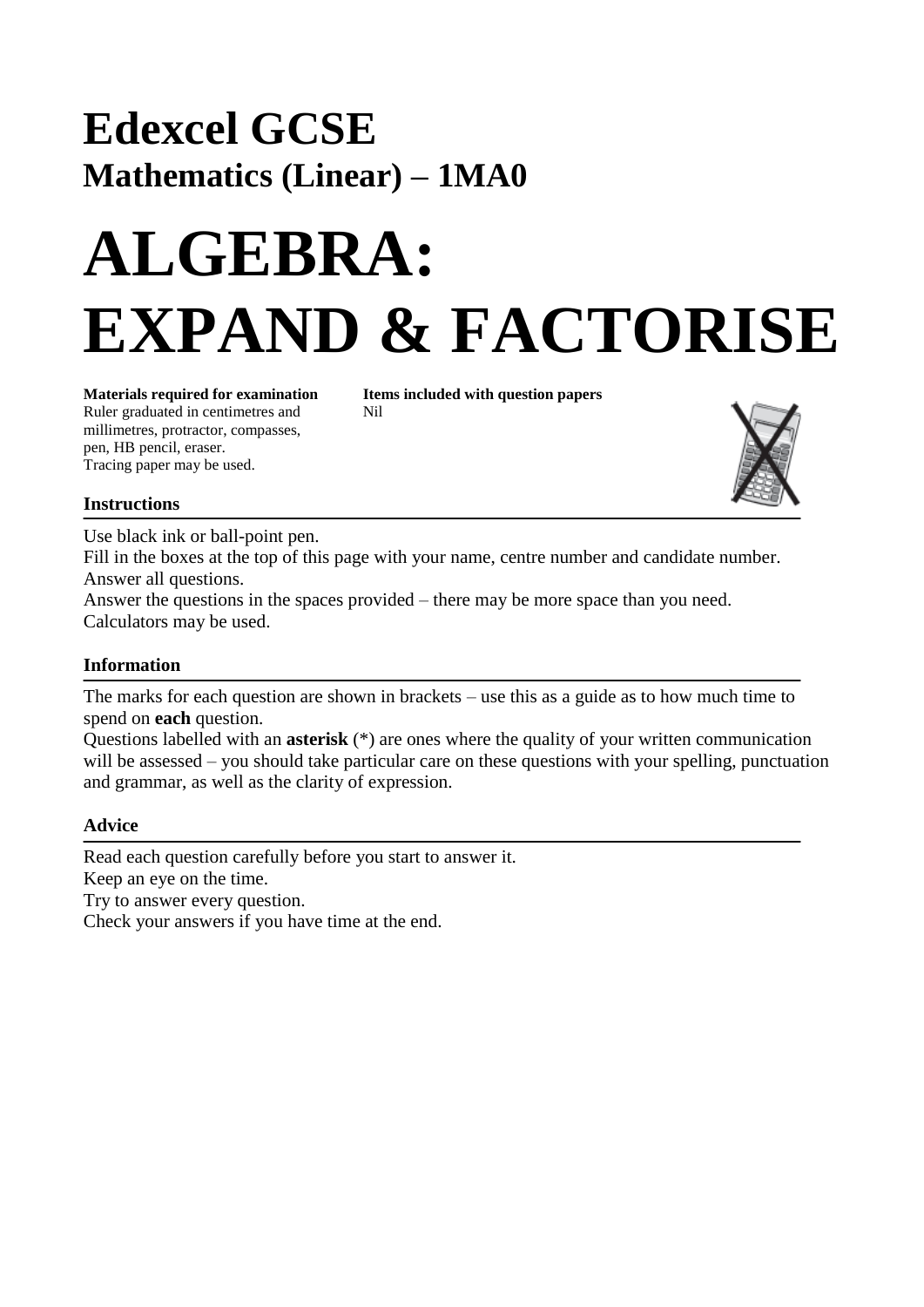# Edexcel GCSE

## Mathematics (Linear) – 1MA0

# ALGEBRA: EXPAND & FACTORISE

**Materials required for examination**
Ruler graduated in centimetres and millimetres, protractor, compasses, pen, HB pencil, eraser.
Tracing paper may be used.

**Items included with question papers**
Nil

### Instructions

Use black ink or ball-point pen.
Fill in the boxes at the top of this page with your name, centre number and candidate number.
Answer all questions.
Answer the questions in the spaces provided – there may be more space than you need.
Calculators may be used.

### Information

The marks for each question are shown in brackets – use this as a guide as to how much time to spend on **each** question.
Questions labelled with an **asterisk** (*) are ones where the quality of your written communication will be assessed – you should take particular care on these questions with your spelling, punctuation and grammar, as well as the clarity of expression.

### Advice

Read each question carefully before you start to answer it.
Keep an eye on the time.
Try to answer every question.
Check your answers if you have time at the end.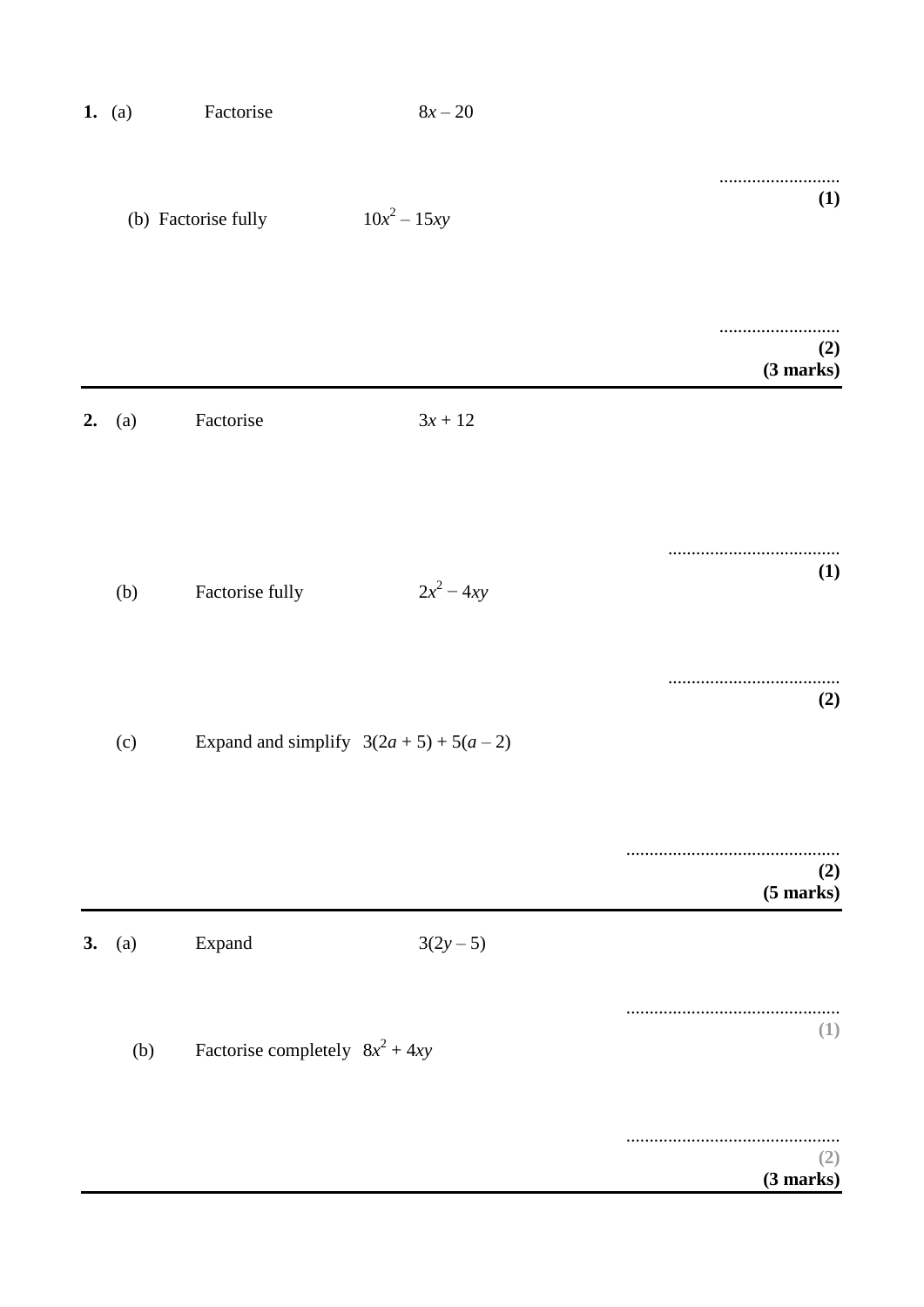**1.** (a) Factorise $8x - 20$

..........................
**(1)**

(b) Factorise fully $10x^2 - 15xy$

..........................
**(2)**
**(3 marks)**

---

**2.** (a) Factorise $3x + 12$

.....................................
**(1)**

(b) Factorise fully $2x^2 - 4xy$

.....................................
**(2)**

(c) Expand and simplify $3(2a + 5) + 5(a - 2)$

.............................................
**(2)**
**(5 marks)**

---

**3.** (a) Expand $3(2y - 5)$

.............................................
**(1)**

(b) Factorise completely $8x^2 + 4xy$

.............................................
**(2)**
**(3 marks)**

---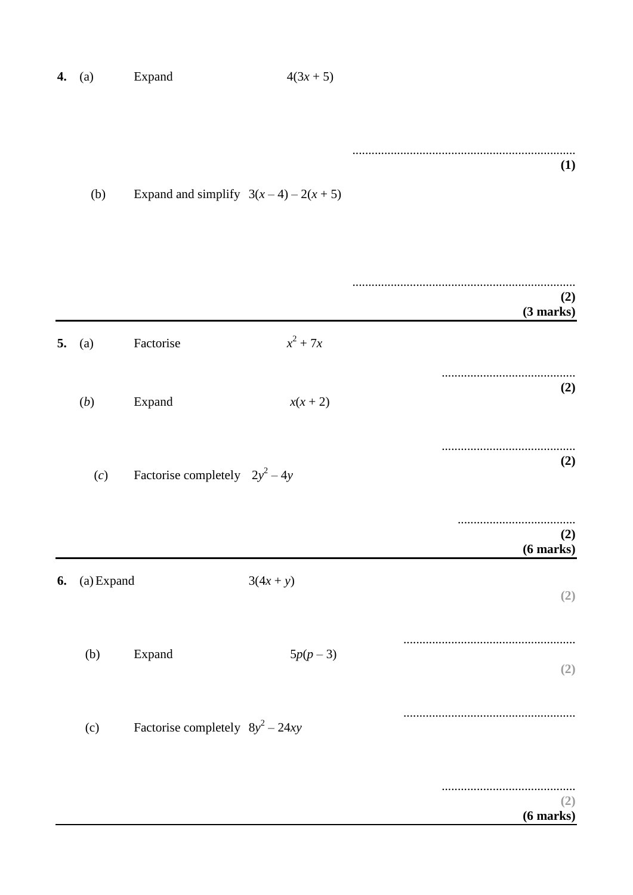**4.** (a) Expand $4(3x + 5)$

..................................................................

**(1)**

(b) Expand and simplify $3(x - 4) - 2(x + 5)$

..................................................................

**(2)**

**(3 marks)**

---

**5.** (a) Factorise $x^2 + 7x$

..........................................

**(2)**

(*b*) Expand $x(x + 2)$

..........................................

**(2)**

(*c*) Factorise completely $2y^2 - 4y$

....................................

**(2)**

**(6 marks)**

---

**6.** (a) Expand $3(4x + y)$

**(2)**

......................................................

(b) Expand $5p(p - 3)$

**(2)**

......................................................

(c) Factorise completely $8y^2 - 24xy$

..........................................

**(2)**

**(6 marks)**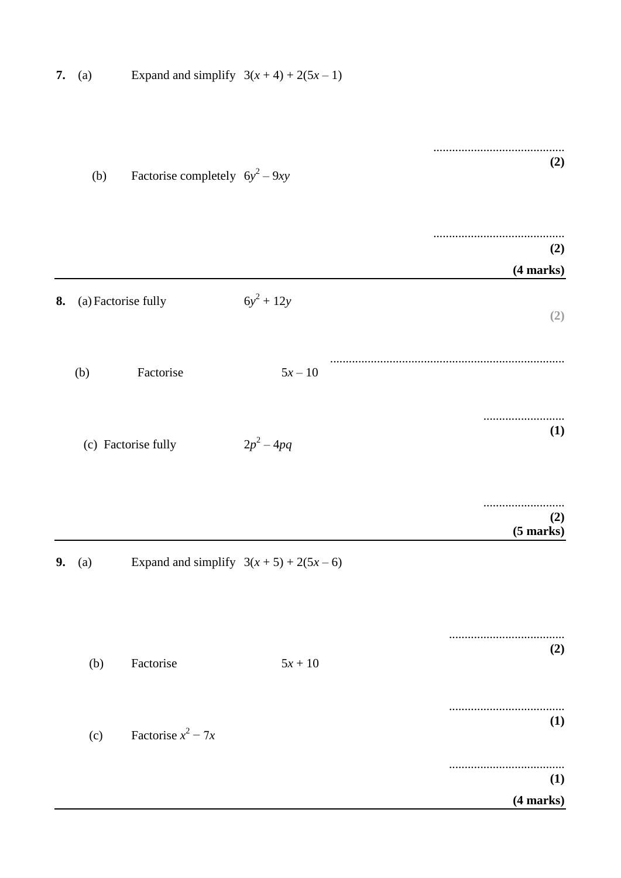**7.** (a) Expand and simplify $3(x + 4) + 2(5x – 1)$

..........................................

**(2)**

(b) Factorise completely $6y^2 – 9xy$

..........................................

**(2)**

**(4 marks)**

---

**8.** (a) Factorise fully $6y^2 + 12y$

**(2)**

..........................................................................

(b) Factorise $5x – 10$

..........................

**(1)**

(c) Factorise fully $2p^2 – 4pq$

..........................

**(2)**

**(5 marks)**

---

**9.** (a) Expand and simplify $3(x + 5) + 2(5x – 6)$

.....................................

**(2)**

(b) Factorise $5x + 10$

.....................................

**(1)**

(c) Factorise $x^2 – 7x$

.....................................

**(1)**

**(4 marks)**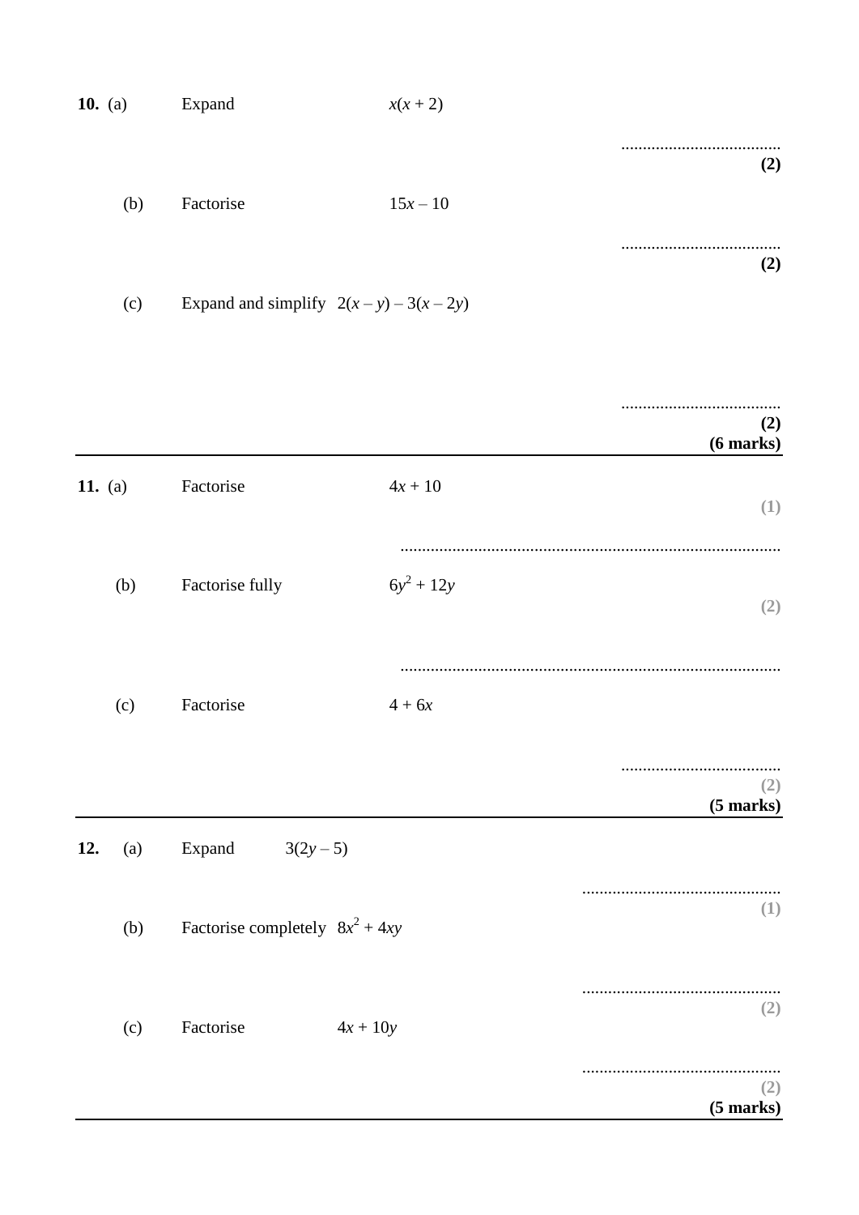**10.** (a) Expand $x(x + 2)$

..................................... **(2)**

(b) Factorise $15x - 10$

..................................... **(2)**

(c) Expand and simplify $2(x - y) - 3(x - 2y)$

..................................... **(2)**

**(6 marks)**

---

**11.** (a) Factorise $4x + 10$

**(1)**

.......................................................................................

(b) Factorise fully $6y^2 + 12y$

**(2)**

.......................................................................................

(c) Factorise $4 + 6x$

..................................... **(2)**

**(5 marks)**

---

**12.** (a) Expand $3(2y - 5)$

.............................................. **(1)**

(b) Factorise completely $8x^2 + 4xy$

.............................................. **(2)**

(c) Factorise $4x + 10y$

.............................................. **(2)**

**(5 marks)**

---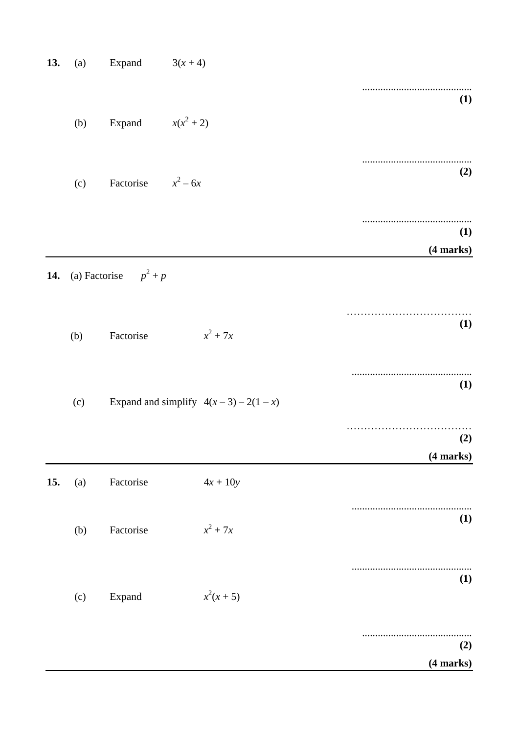**13.** (a) Expand $3(x + 4)$

..........................................
**(1)**

(b) Expand $x(x^2 + 2)$

..........................................
**(2)**

(c) Factorise $x^2 – 6x$

..........................................
**(1)**

**(4 marks)**

---

**14.** (a) Factorise $p^2 + p$

..........................................
**(1)**

(b) Factorise $x^2 + 7x$

..........................................
**(1)**

(c) Expand and simplify $4(x – 3) – 2(1 – x)$

..........................................
**(2)**

**(4 marks)**

---

**15.** (a) Factorise $4x + 10y$

..........................................
**(1)**

(b) Factorise $x^2 + 7x$

..........................................
**(1)**

(c) Expand $x^2(x + 5)$

..........................................
**(2)**

**(4 marks)**

---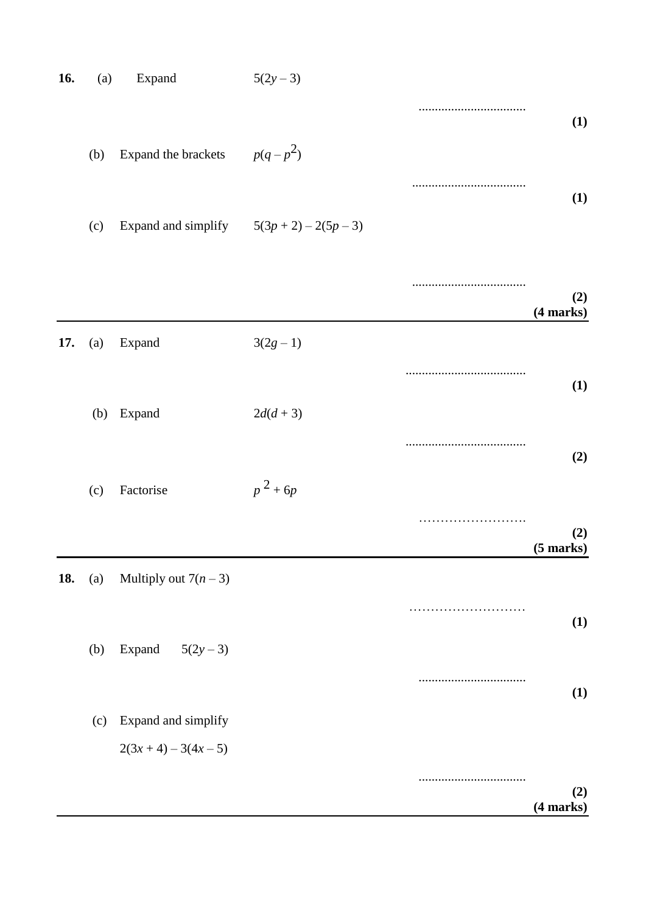**16.** (a) Expand $5(2y - 3)$

..................................

**(1)**

(b) Expand the brackets $p(q - p^2)$

..................................

**(1)**

(c) Expand and simplify $5(3p + 2) - 2(5p - 3)$

..................................

**(2)**
**(4 marks)**

---

**17.** (a) Expand $3(2g - 1)$

..................................

**(1)**

(b) Expand $2d(d + 3)$

..................................

**(2)**

(c) Factorise $p^2 + 6p$

……………………

**(2)**
**(5 marks)**

---

**18.** (a) Multiply out $7(n - 3)$

……………………

**(1)**

(b) Expand $5(2y - 3)$

..................................

**(1)**

(c) Expand and simplify

$2(3x + 4) - 3(4x - 5)$

..................................

**(2)**
**(4 marks)**

---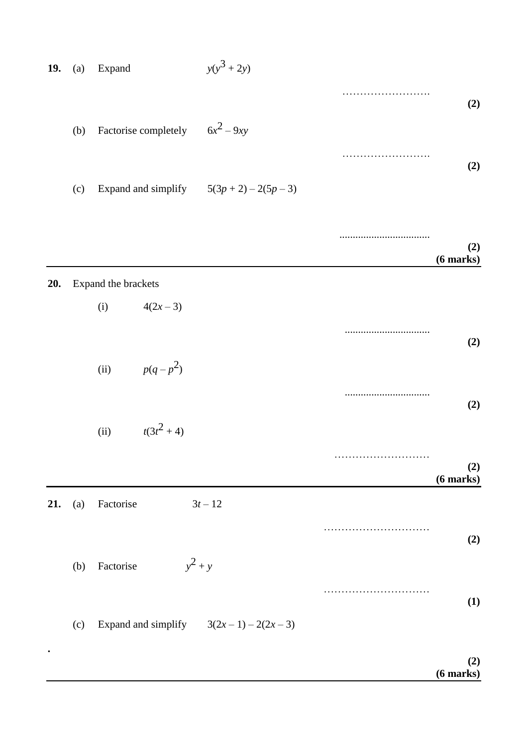**19.** (a) Expand $y(y^3 + 2y)$

……………………. **(2)**

(b) Factorise completely $6x^2 – 9xy$

……………………. **(2)**

(c) Expand and simplify $5(3p + 2) – 2(5p – 3)$

................................ **(2)**

**(6 marks)**

---

**20.** Expand the brackets

(i) $4(2x – 3)$

................................ **(2)**

(ii) $p(q – p^2)$

................................ **(2)**

(ii) $t(3t^2 + 4)$

……………………… **(2)**

**(6 marks)**

---

**21.** (a) Factorise $3t – 12$

………………………… **(2)**

(b) Factorise $y^2 + y$

………………………… **(1)**

(c) Expand and simplify $3(2x – 1) – 2(2x – 3)$

. **(2)**

**(6 marks)**